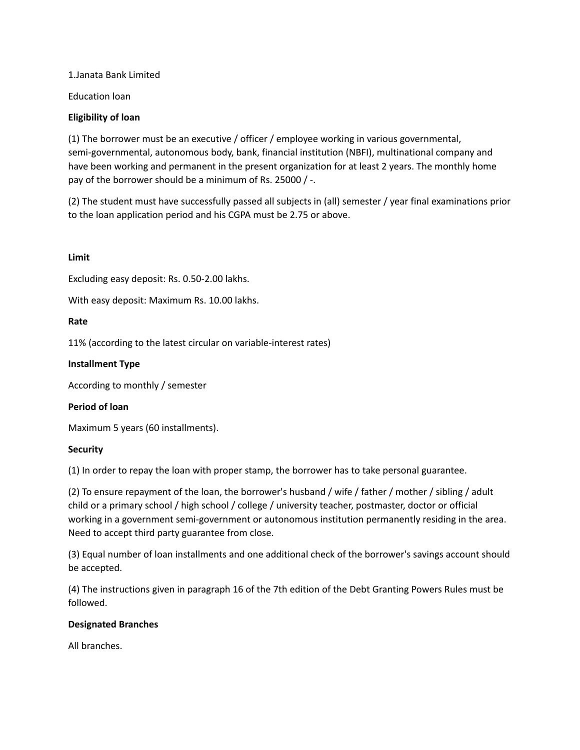1.Janata Bank Limited

Education loan

**Eligibility of loan**

(1) The borrower must be an executive / officer / employee working in various governmental, semi-governmental, autonomous body, bank, financial institution (NBFI), multinational company and have been working and permanent in the present organization for at least 2 years. The monthly home pay of the borrower should be a minimum of Rs. 25000 / -.

(2) The student must have successfully passed all subjects in (all) semester / year final examinations prior to the loan application period and his CGPA must be 2.75 or above.

**Limit**

Excluding easy deposit: Rs. 0.50-2.00 lakhs.

With easy deposit: Maximum Rs. 10.00 lakhs.

**Rate**

11% (according to the latest circular on variable-interest rates)

**Installment Type**

According to monthly / semester

**Period of loan**

Maximum 5 years (60 installments).

**Security**

(1) In order to repay the loan with proper stamp, the borrower has to take personal guarantee.

(2) To ensure repayment of the loan, the borrower's husband / wife / father / mother / sibling / adult child or a primary school / high school / college / university teacher, postmaster, doctor or official working in a government semi-government or autonomous institution permanently residing in the area. Need to accept third party guarantee from close.

(3) Equal number of loan installments and one additional check of the borrower's savings account should be accepted.

(4) The instructions given in paragraph 16 of the 7th edition of the Debt Granting Powers Rules must be followed.

**Designated Branches**

All branches.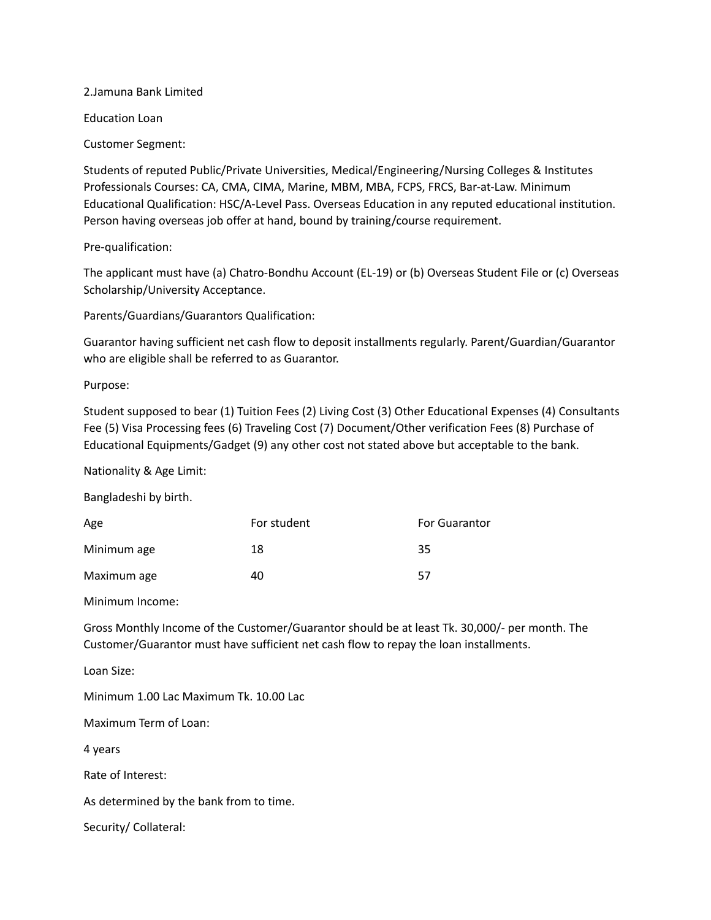2.Jamuna Bank Limited

Education Loan

Customer Segment:

Students of reputed Public/Private Universities, Medical/Engineering/Nursing Colleges & Institutes Professionals Courses: CA, CMA, CIMA, Marine, MBM, MBA, FCPS, FRCS, Bar-at-Law. Minimum Educational Qualification: HSC/A-Level Pass. Overseas Education in any reputed educational institution. Person having overseas job offer at hand, bound by training/course requirement.

Pre-qualification:

The applicant must have (a) Chatro-Bondhu Account (EL-19) or (b) Overseas Student File or (c) Overseas Scholarship/University Acceptance.

Parents/Guardians/Guarantors Qualification:

Guarantor having sufficient net cash flow to deposit installments regularly. Parent/Guardian/Guarantor who are eligible shall be referred to as Guarantor.

Purpose:

Student supposed to bear (1) Tuition Fees (2) Living Cost (3) Other Educational Expenses (4) Consultants Fee (5) Visa Processing fees (6) Traveling Cost (7) Document/Other verification Fees (8) Purchase of Educational Equipments/Gadget (9) any other cost not stated above but acceptable to the bank.

Nationality & Age Limit:

Bangladeshi by birth.

| Age | For student | For Guarantor |
| --- | --- | --- |
| Minimum age | 18 | 35 |
| Maximum age | 40 | 57 |

Minimum Income:

Gross Monthly Income of the Customer/Guarantor should be at least Tk. 30,000/- per month. The Customer/Guarantor must have sufficient net cash flow to repay the loan installments.

Loan Size:

Minimum 1.00 Lac Maximum Tk. 10.00 Lac

Maximum Term of Loan:

4 years

Rate of Interest:

As determined by the bank from to time.

Security/ Collateral: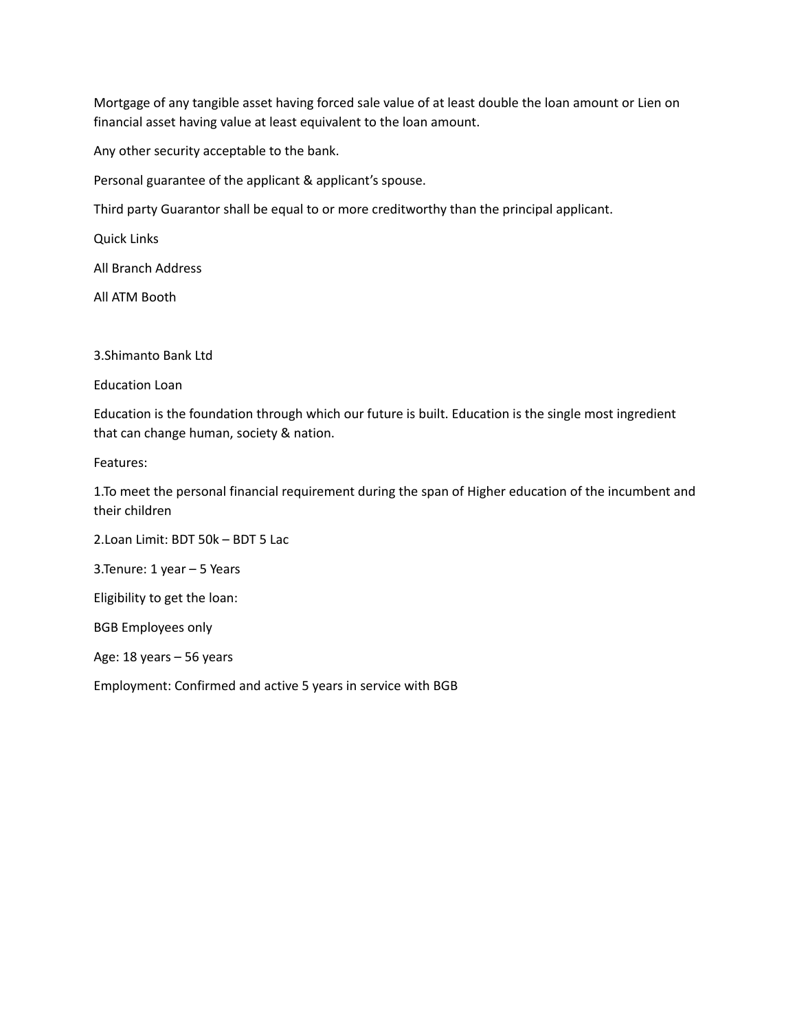Mortgage of any tangible asset having forced sale value of at least double the loan amount or Lien on financial asset having value at least equivalent to the loan amount.

Any other security acceptable to the bank.

Personal guarantee of the applicant & applicant's spouse.

Third party Guarantor shall be equal to or more creditworthy than the principal applicant.

Quick Links

All Branch Address

All ATM Booth

3.Shimanto Bank Ltd

Education Loan

Education is the foundation through which our future is built. Education is the single most ingredient that can change human, society & nation.

Features:

1.To meet the personal financial requirement during the span of Higher education of the incumbent and their children

2.Loan Limit: BDT 50k – BDT 5 Lac

3.Tenure: 1 year – 5 Years

Eligibility to get the loan:

BGB Employees only

Age: 18 years – 56 years

Employment: Confirmed and active 5 years in service with BGB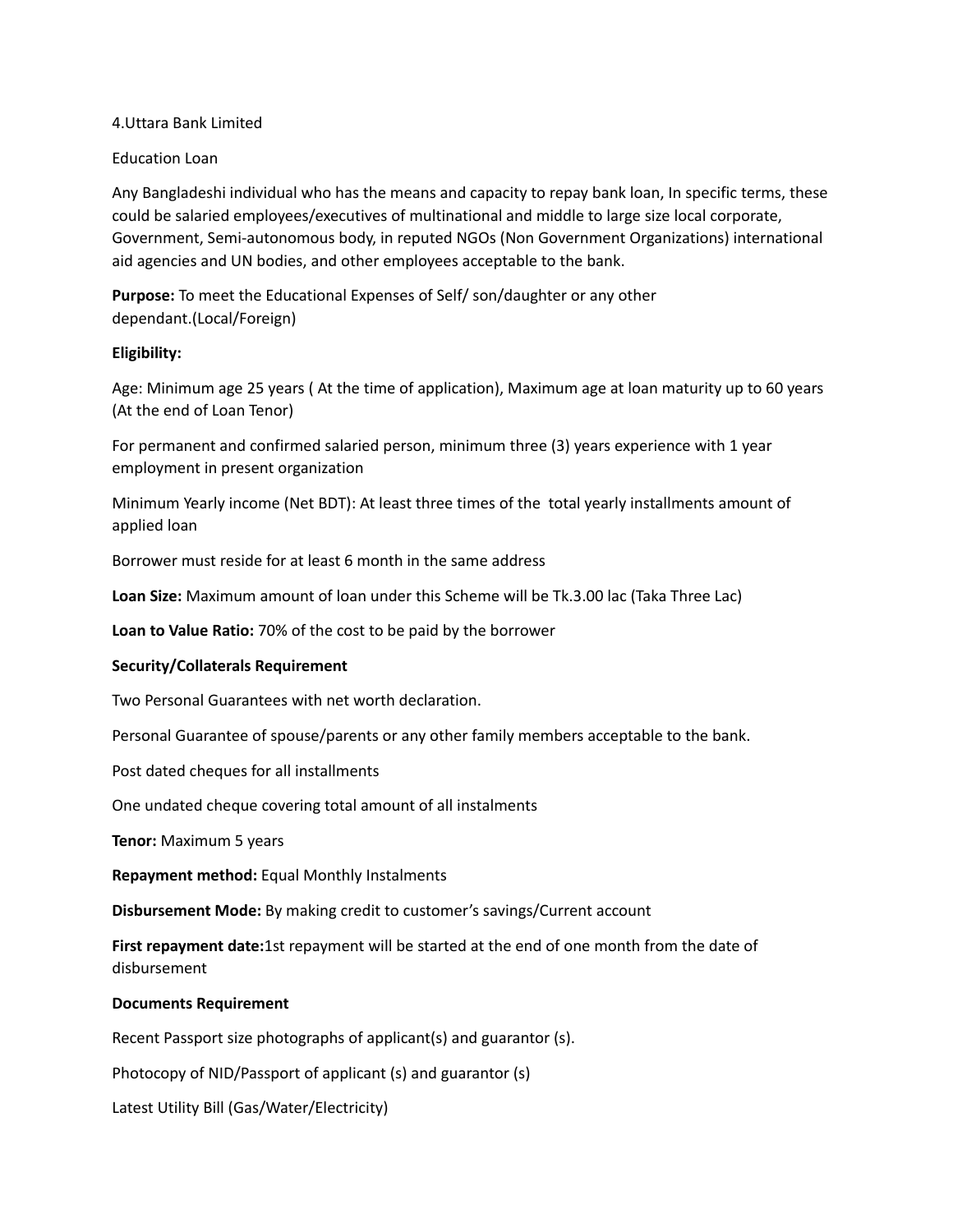4.Uttara Bank Limited

Education Loan

Any Bangladeshi individual who has the means and capacity to repay bank loan, In specific terms, these could be salaried employees/executives of multinational and middle to large size local corporate, Government, Semi-autonomous body, in reputed NGOs (Non Government Organizations) international aid agencies and UN bodies, and other employees acceptable to the bank.

**Purpose:** To meet the Educational Expenses of Self/ son/daughter or any other dependant.(Local/Foreign)

**Eligibility:**

Age: Minimum age 25 years ( At the time of application), Maximum age at loan maturity up to 60 years (At the end of Loan Tenor)

For permanent and confirmed salaried person, minimum three (3) years experience with 1 year employment in present organization

Minimum Yearly income (Net BDT): At least three times of the total yearly installments amount of applied loan

Borrower must reside for at least 6 month in the same address

**Loan Size:** Maximum amount of loan under this Scheme will be Tk.3.00 lac (Taka Three Lac)

**Loan to Value Ratio:** 70% of the cost to be paid by the borrower

**Security/Collaterals Requirement**

Two Personal Guarantees with net worth declaration.

Personal Guarantee of spouse/parents or any other family members acceptable to the bank.

Post dated cheques for all installments

One undated cheque covering total amount of all instalments

**Tenor:** Maximum 5 years

**Repayment method:** Equal Monthly Instalments

**Disbursement Mode:** By making credit to customer's savings/Current account

**First repayment date:**1st repayment will be started at the end of one month from the date of disbursement

**Documents Requirement**

Recent Passport size photographs of applicant(s) and guarantor (s).

Photocopy of NID/Passport of applicant (s) and guarantor (s)

Latest Utility Bill (Gas/Water/Electricity)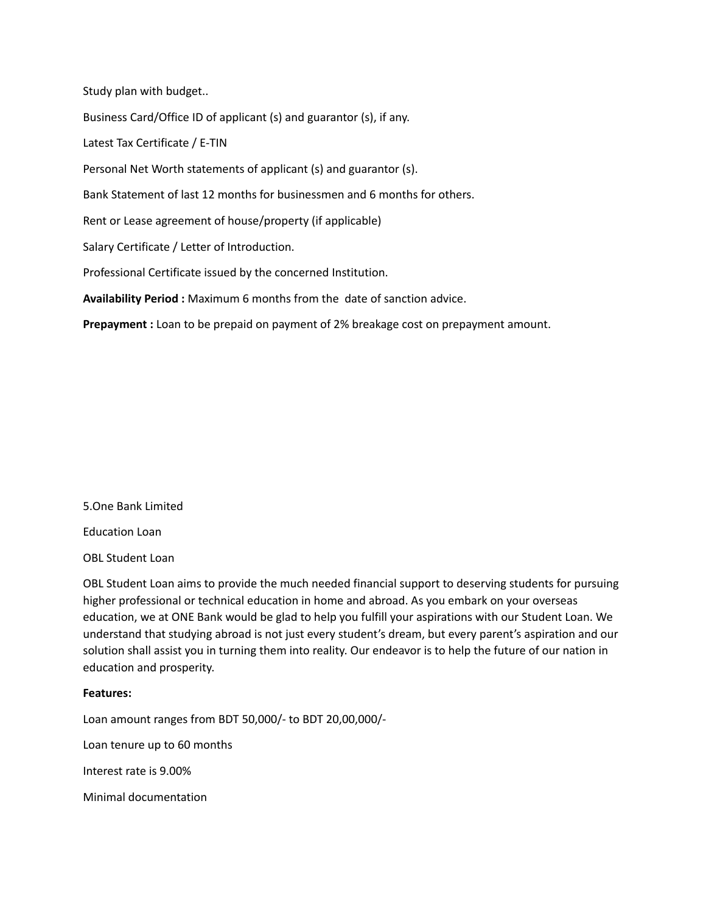Study plan with budget..

Business Card/Office ID of applicant (s) and guarantor (s), if any.

Latest Tax Certificate / E-TIN

Personal Net Worth statements of applicant (s) and guarantor (s).

Bank Statement of last 12 months for businessmen and 6 months for others.

Rent or Lease agreement of house/property (if applicable)

Salary Certificate / Letter of Introduction.

Professional Certificate issued by the concerned Institution.

**Availability Period :** Maximum 6 months from the date of sanction advice.

**Prepayment :** Loan to be prepaid on payment of 2% breakage cost on prepayment amount.

5.One Bank Limited

Education Loan

OBL Student Loan

OBL Student Loan aims to provide the much needed financial support to deserving students for pursuing higher professional or technical education in home and abroad. As you embark on your overseas education, we at ONE Bank would be glad to help you fulfill your aspirations with our Student Loan. We understand that studying abroad is not just every student's dream, but every parent's aspiration and our solution shall assist you in turning them into reality. Our endeavor is to help the future of our nation in education and prosperity.

**Features:**

Loan amount ranges from BDT 50,000/- to BDT 20,00,000/-

Loan tenure up to 60 months

Interest rate is 9.00%

Minimal documentation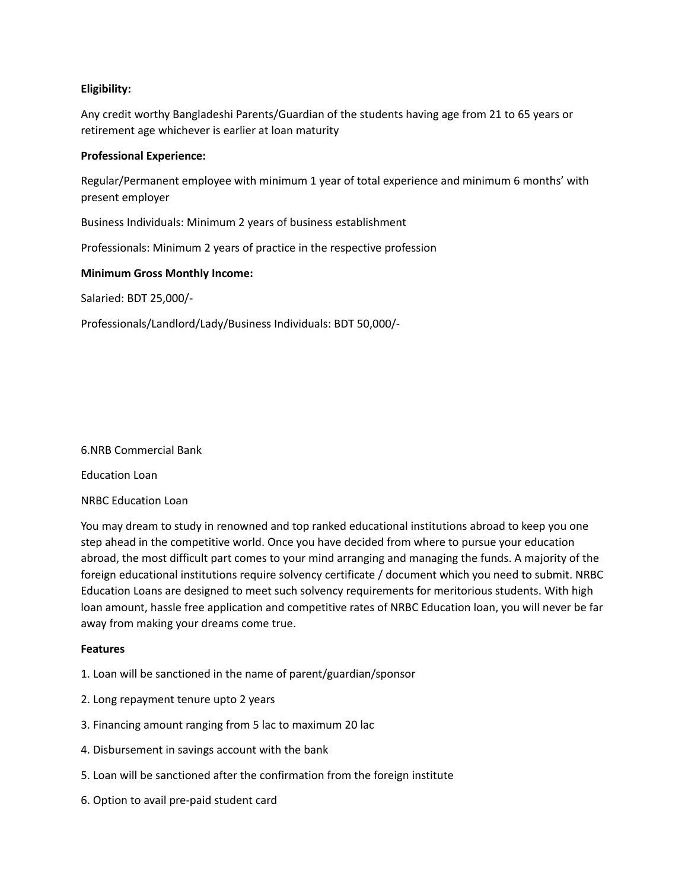**Eligibility:**

Any credit worthy Bangladeshi Parents/Guardian of the students having age from 21 to 65 years or retirement age whichever is earlier at loan maturity

**Professional Experience:**

Regular/Permanent employee with minimum 1 year of total experience and minimum 6 months' with present employer

Business Individuals: Minimum 2 years of business establishment

Professionals: Minimum 2 years of practice in the respective profession

**Minimum Gross Monthly Income:**

Salaried: BDT 25,000/-

Professionals/Landlord/Lady/Business Individuals: BDT 50,000/-

6.NRB Commercial Bank

Education Loan

NRBC Education Loan

You may dream to study in renowned and top ranked educational institutions abroad to keep you one step ahead in the competitive world. Once you have decided from where to pursue your education abroad, the most difficult part comes to your mind arranging and managing the funds. A majority of the foreign educational institutions require solvency certificate / document which you need to submit. NRBC Education Loans are designed to meet such solvency requirements for meritorious students. With high loan amount, hassle free application and competitive rates of NRBC Education loan, you will never be far away from making your dreams come true.

**Features**

1. Loan will be sanctioned in the name of parent/guardian/sponsor
2. Long repayment tenure upto 2 years
3. Financing amount ranging from 5 lac to maximum 20 lac
4. Disbursement in savings account with the bank
5. Loan will be sanctioned after the confirmation from the foreign institute
6. Option to avail pre-paid student card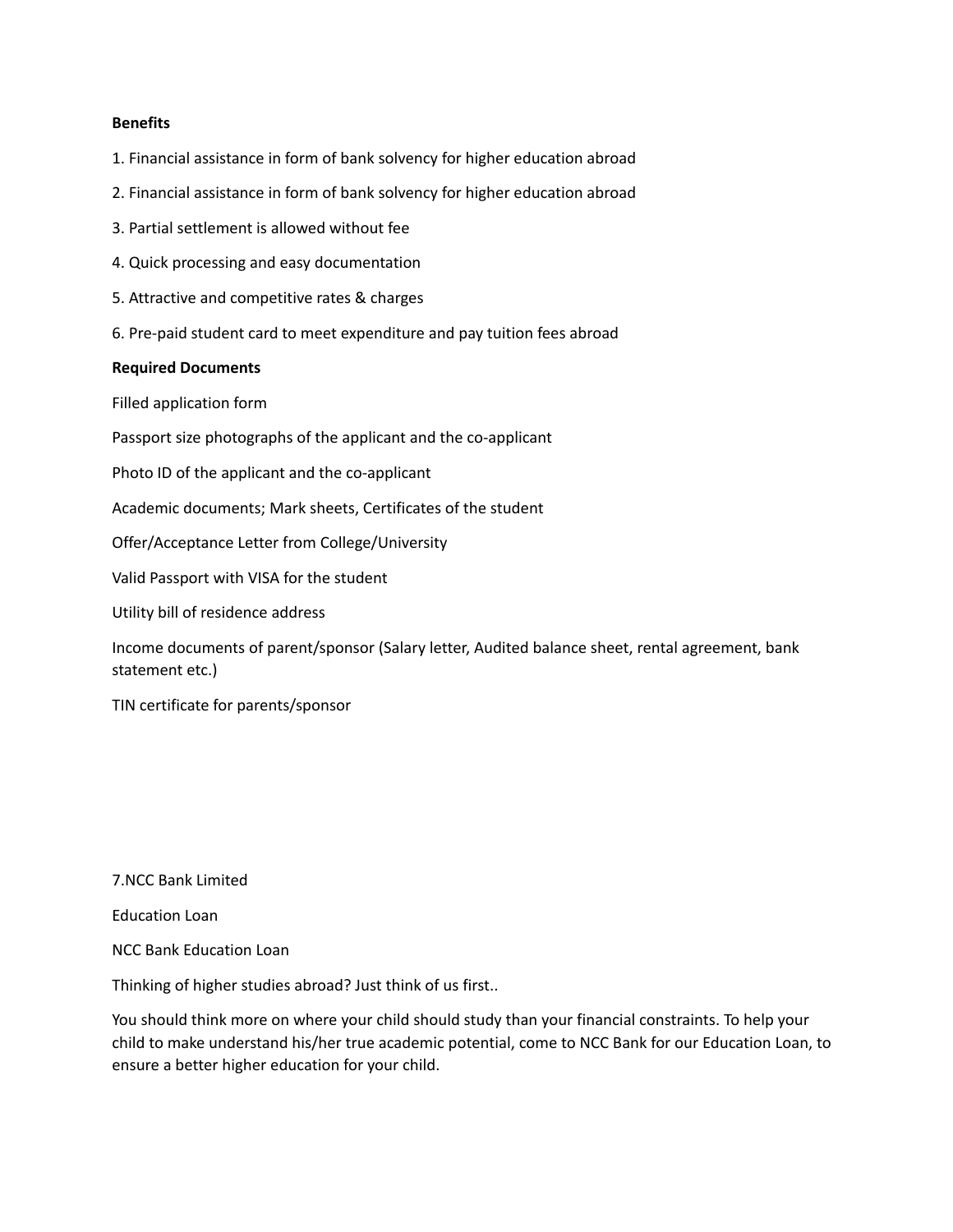**Benefits**

1. Financial assistance in form of bank solvency for higher education abroad
2. Financial assistance in form of bank solvency for higher education abroad
3. Partial settlement is allowed without fee
4. Quick processing and easy documentation
5. Attractive and competitive rates & charges
6. Pre-paid student card to meet expenditure and pay tuition fees abroad

**Required Documents**

Filled application form

Passport size photographs of the applicant and the co-applicant

Photo ID of the applicant and the co-applicant

Academic documents; Mark sheets, Certificates of the student

Offer/Acceptance Letter from College/University

Valid Passport with VISA for the student

Utility bill of residence address

Income documents of parent/sponsor (Salary letter, Audited balance sheet, rental agreement, bank statement etc.)

TIN certificate for parents/sponsor

7.NCC Bank Limited

Education Loan

NCC Bank Education Loan

Thinking of higher studies abroad? Just think of us first..

You should think more on where your child should study than your financial constraints. To help your child to make understand his/her true academic potential, come to NCC Bank for our Education Loan, to ensure a better higher education for your child.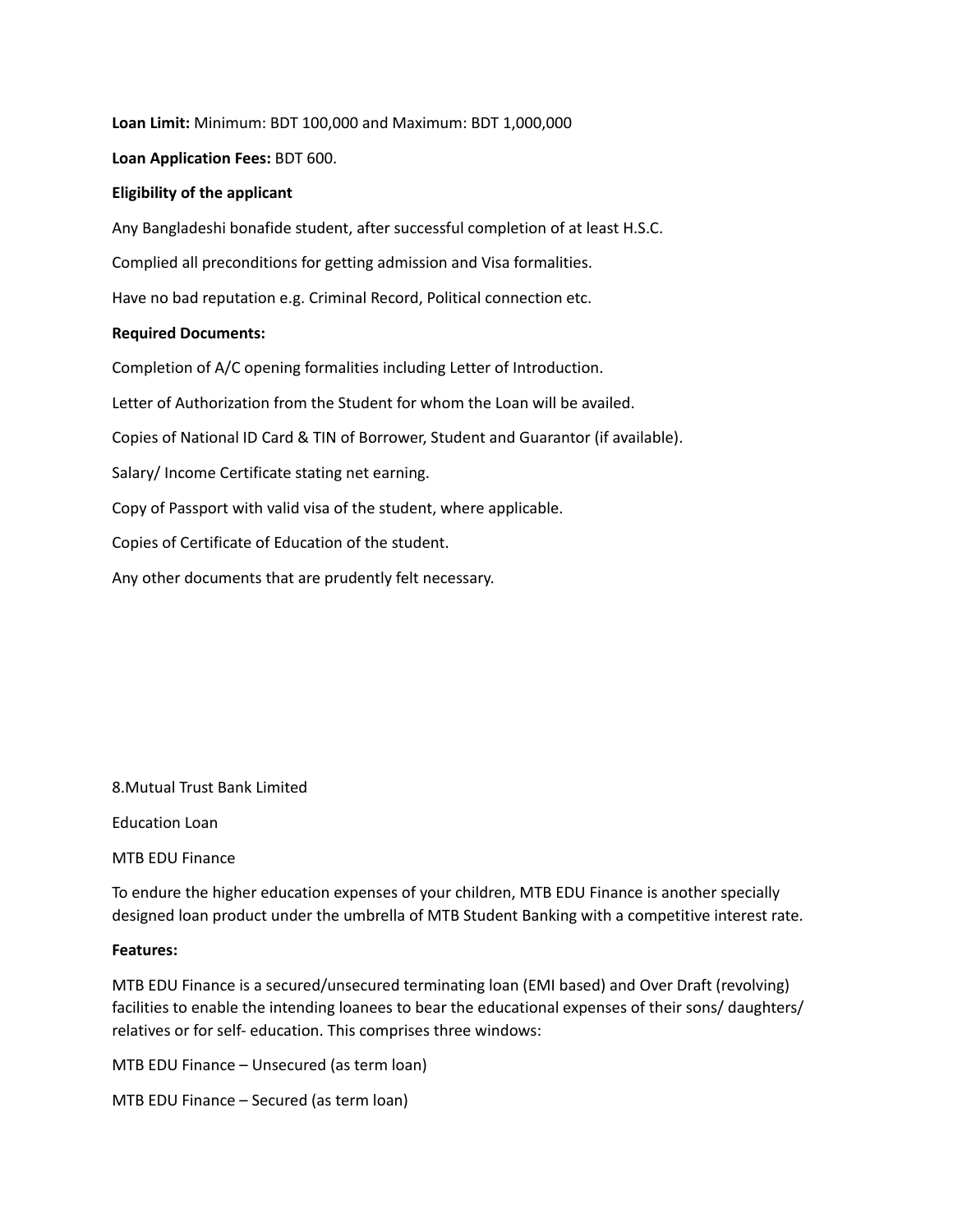**Loan Limit:** Minimum: BDT 100,000 and Maximum: BDT 1,000,000

**Loan Application Fees:** BDT 600.

**Eligibility of the applicant**

Any Bangladeshi bonafide student, after successful completion of at least H.S.C.

Complied all preconditions for getting admission and Visa formalities.

Have no bad reputation e.g. Criminal Record, Political connection etc.

**Required Documents:**

Completion of A/C opening formalities including Letter of Introduction.

Letter of Authorization from the Student for whom the Loan will be availed.

Copies of National ID Card & TIN of Borrower, Student and Guarantor (if available).

Salary/ Income Certificate stating net earning.

Copy of Passport with valid visa of the student, where applicable.

Copies of Certificate of Education of the student.

Any other documents that are prudently felt necessary.

8.Mutual Trust Bank Limited

Education Loan

MTB EDU Finance

To endure the higher education expenses of your children, MTB EDU Finance is another specially designed loan product under the umbrella of MTB Student Banking with a competitive interest rate.

**Features:**

MTB EDU Finance is a secured/unsecured terminating loan (EMI based) and Over Draft (revolving) facilities to enable the intending loanees to bear the educational expenses of their sons/ daughters/ relatives or for self- education. This comprises three windows:

MTB EDU Finance – Unsecured (as term loan)

MTB EDU Finance – Secured (as term loan)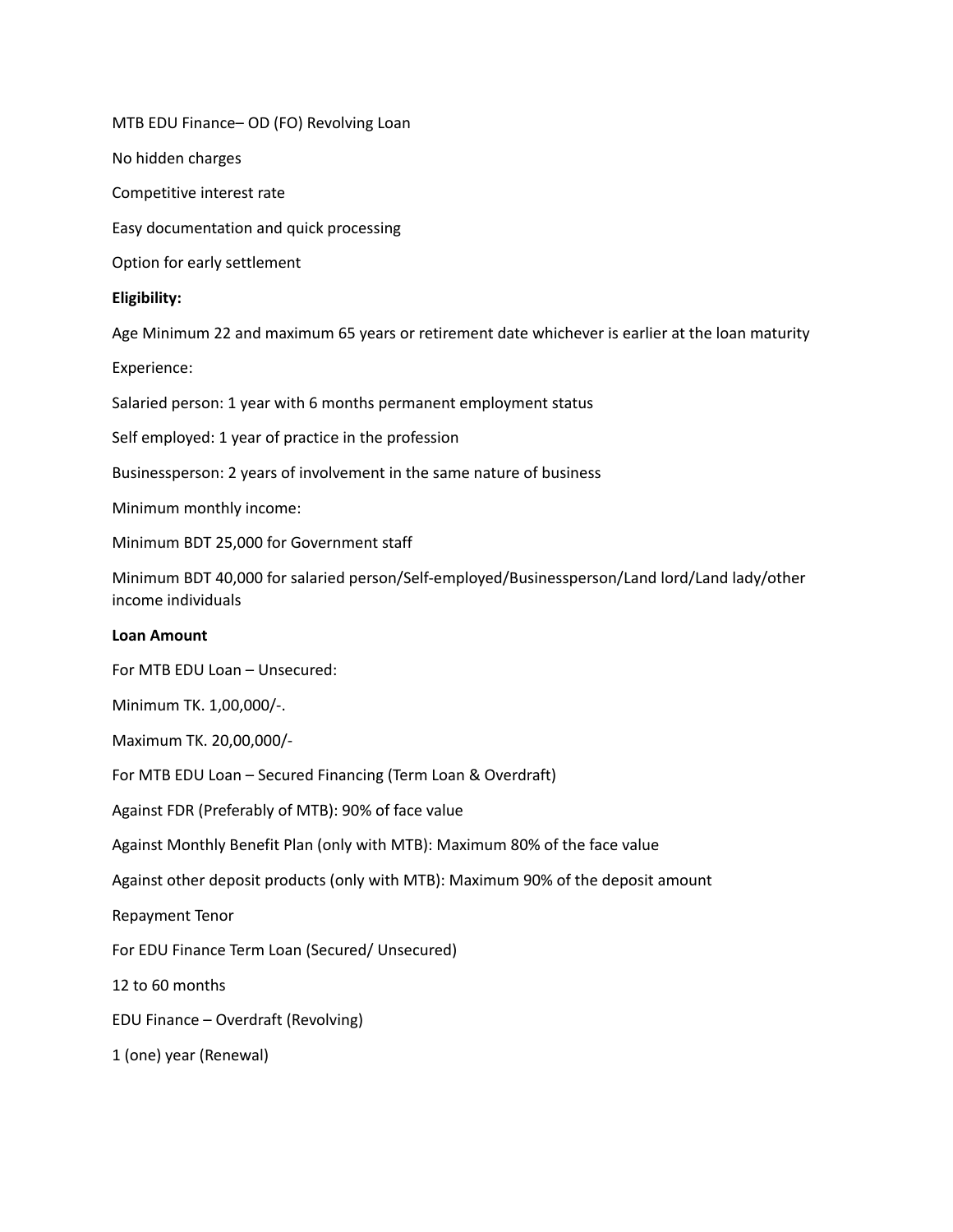MTB EDU Finance– OD (FO) Revolving Loan

No hidden charges

Competitive interest rate

Easy documentation and quick processing

Option for early settlement

**Eligibility:**

Age Minimum 22 and maximum 65 years or retirement date whichever is earlier at the loan maturity

Experience:

Salaried person: 1 year with 6 months permanent employment status

Self employed: 1 year of practice in the profession

Businessperson: 2 years of involvement in the same nature of business

Minimum monthly income:

Minimum BDT 25,000 for Government staff

Minimum BDT 40,000 for salaried person/Self-employed/Businessperson/Land lord/Land lady/other income individuals

**Loan Amount**

For MTB EDU Loan – Unsecured:

Minimum TK. 1,00,000/-.

Maximum TK. 20,00,000/-

For MTB EDU Loan – Secured Financing (Term Loan & Overdraft)

Against FDR (Preferably of MTB): 90% of face value

Against Monthly Benefit Plan (only with MTB): Maximum 80% of the face value

Against other deposit products (only with MTB): Maximum 90% of the deposit amount

Repayment Tenor

For EDU Finance Term Loan (Secured/ Unsecured)

12 to 60 months

EDU Finance – Overdraft (Revolving)

1 (one) year (Renewal)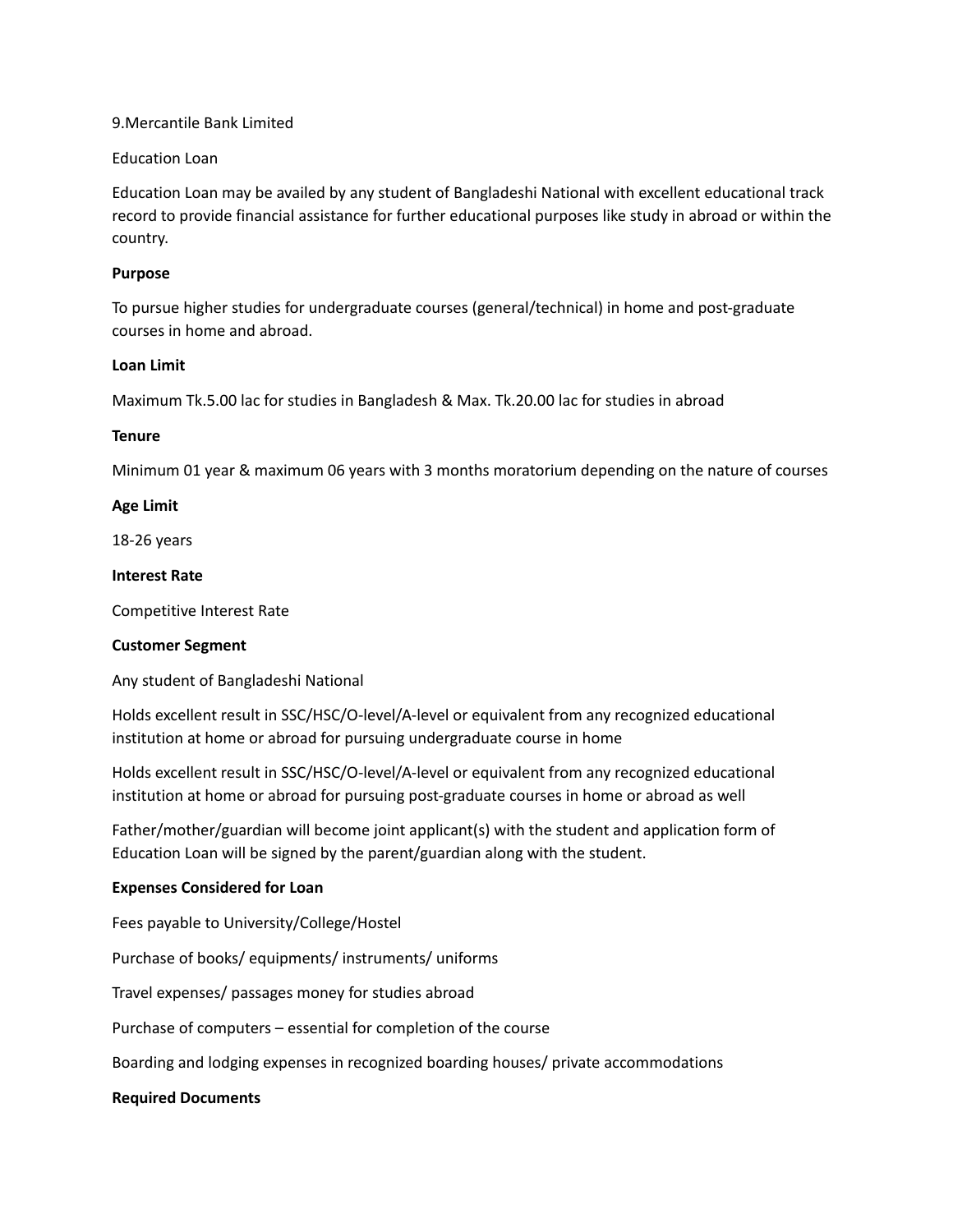9.Mercantile Bank Limited

Education Loan

Education Loan may be availed by any student of Bangladeshi National with excellent educational track record to provide financial assistance for further educational purposes like study in abroad or within the country.

**Purpose**

To pursue higher studies for undergraduate courses (general/technical) in home and post-graduate courses in home and abroad.

**Loan Limit**

Maximum Tk.5.00 lac for studies in Bangladesh & Max. Tk.20.00 lac for studies in abroad

**Tenure**

Minimum 01 year & maximum 06 years with 3 months moratorium depending on the nature of courses

**Age Limit**

18-26 years

**Interest Rate**

Competitive Interest Rate

**Customer Segment**

Any student of Bangladeshi National

Holds excellent result in SSC/HSC/O-level/A-level or equivalent from any recognized educational institution at home or abroad for pursuing undergraduate course in home

Holds excellent result in SSC/HSC/O-level/A-level or equivalent from any recognized educational institution at home or abroad for pursuing post-graduate courses in home or abroad as well

Father/mother/guardian will become joint applicant(s) with the student and application form of Education Loan will be signed by the parent/guardian along with the student.

**Expenses Considered for Loan**

Fees payable to University/College/Hostel

Purchase of books/ equipments/ instruments/ uniforms

Travel expenses/ passages money for studies abroad

Purchase of computers – essential for completion of the course

Boarding and lodging expenses in recognized boarding houses/ private accommodations

**Required Documents**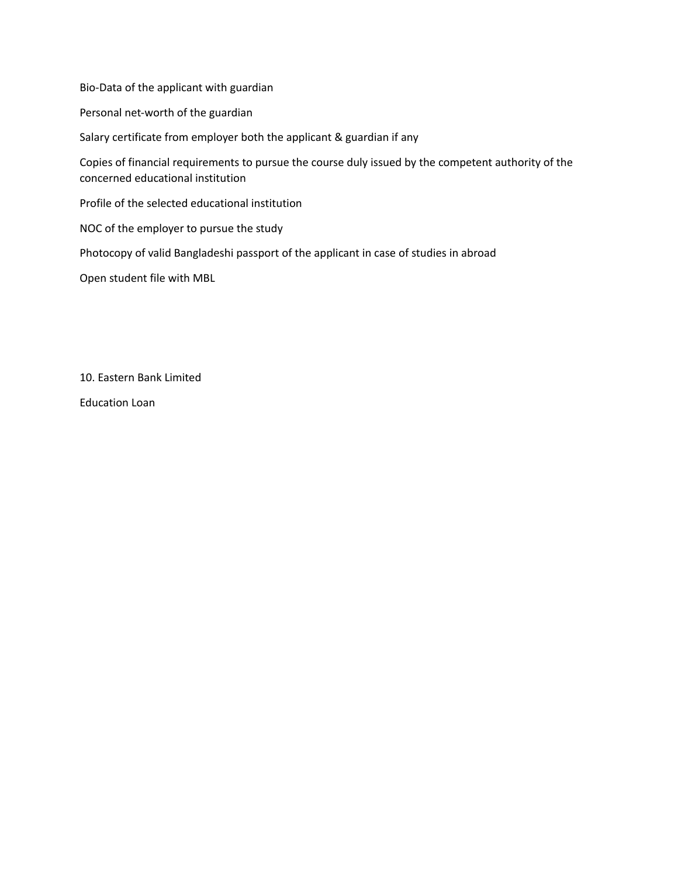Bio-Data of the applicant with guardian

Personal net-worth of the guardian

Salary certificate from employer both the applicant & guardian if any

Copies of financial requirements to pursue the course duly issued by the competent authority of the concerned educational institution

Profile of the selected educational institution

NOC of the employer to pursue the study

Photocopy of valid Bangladeshi passport of the applicant in case of studies in abroad

Open student file with MBL

10. Eastern Bank Limited

Education Loan